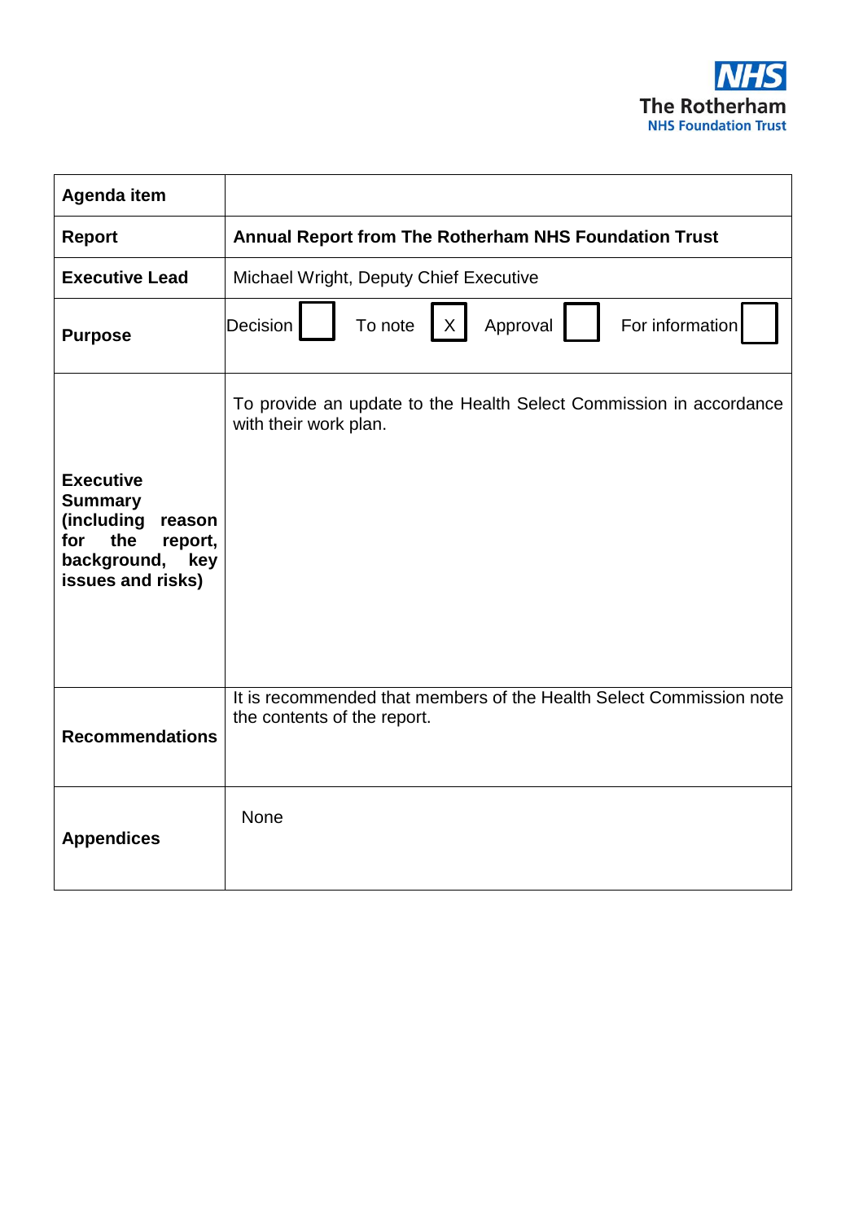The Rotherham NHS Foundation Trust

| Agenda item | |
|---|---|
| **Report** | **Annual Report from The Rotherham NHS Foundation Trust** |
| **Executive Lead** | Michael Wright, Deputy Chief Executive |
| **Purpose** | Decision [ ] To note [X] Approval [ ] For information [ ] |
| **Executive Summary (including reason for the report, background, key issues and risks)** | To provide an update to the Health Select Commission in accordance with their work plan. |
| **Recommendations** | It is recommended that members of the Health Select Commission note the contents of the report. |
| **Appendices** | None |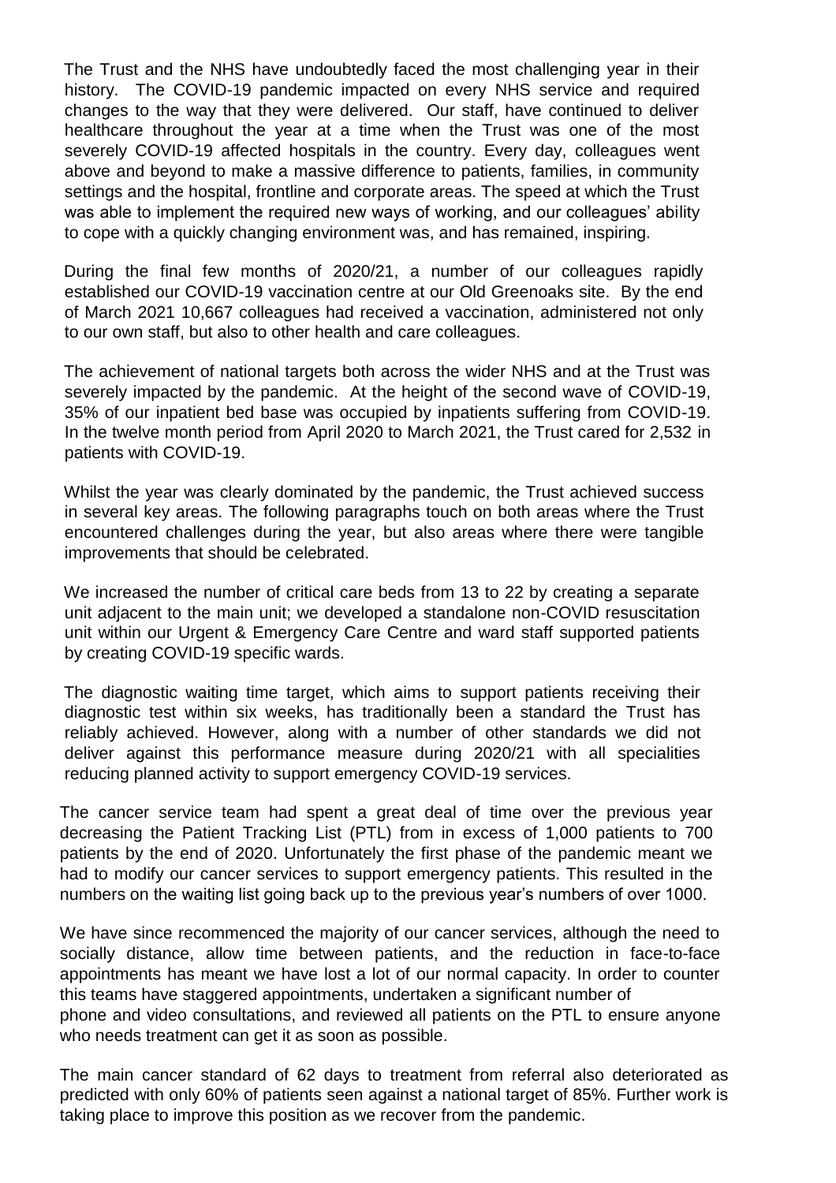The Trust and the NHS have undoubtedly faced the most challenging year in their history. The COVID-19 pandemic impacted on every NHS service and required changes to the way that they were delivered. Our staff, have continued to deliver healthcare throughout the year at a time when the Trust was one of the most severely COVID-19 affected hospitals in the country. Every day, colleagues went above and beyond to make a massive difference to patients, families, in community settings and the hospital, frontline and corporate areas. The speed at which the Trust was able to implement the required new ways of working, and our colleagues' ability to cope with a quickly changing environment was, and has remained, inspiring.

During the final few months of 2020/21, a number of our colleagues rapidly established our COVID-19 vaccination centre at our Old Greenoaks site. By the end of March 2021 10,667 colleagues had received a vaccination, administered not only to our own staff, but also to other health and care colleagues.

The achievement of national targets both across the wider NHS and at the Trust was severely impacted by the pandemic. At the height of the second wave of COVID-19, 35% of our inpatient bed base was occupied by inpatients suffering from COVID-19. In the twelve month period from April 2020 to March 2021, the Trust cared for 2,532 in patients with COVID-19.

Whilst the year was clearly dominated by the pandemic, the Trust achieved success in several key areas. The following paragraphs touch on both areas where the Trust encountered challenges during the year, but also areas where there were tangible improvements that should be celebrated.

We increased the number of critical care beds from 13 to 22 by creating a separate unit adjacent to the main unit; we developed a standalone non-COVID resuscitation unit within our Urgent & Emergency Care Centre and ward staff supported patients by creating COVID-19 specific wards.

The diagnostic waiting time target, which aims to support patients receiving their diagnostic test within six weeks, has traditionally been a standard the Trust has reliably achieved. However, along with a number of other standards we did not deliver against this performance measure during 2020/21 with all specialities reducing planned activity to support emergency COVID-19 services.

The cancer service team had spent a great deal of time over the previous year decreasing the Patient Tracking List (PTL) from in excess of 1,000 patients to 700 patients by the end of 2020. Unfortunately the first phase of the pandemic meant we had to modify our cancer services to support emergency patients. This resulted in the numbers on the waiting list going back up to the previous year's numbers of over 1000.

We have since recommenced the majority of our cancer services, although the need to socially distance, allow time between patients, and the reduction in face-to-face appointments has meant we have lost a lot of our normal capacity. In order to counter this teams have staggered appointments, undertaken a significant number of phone and video consultations, and reviewed all patients on the PTL to ensure anyone who needs treatment can get it as soon as possible.

The main cancer standard of 62 days to treatment from referral also deteriorated as predicted with only 60% of patients seen against a national target of 85%. Further work is taking place to improve this position as we recover from the pandemic.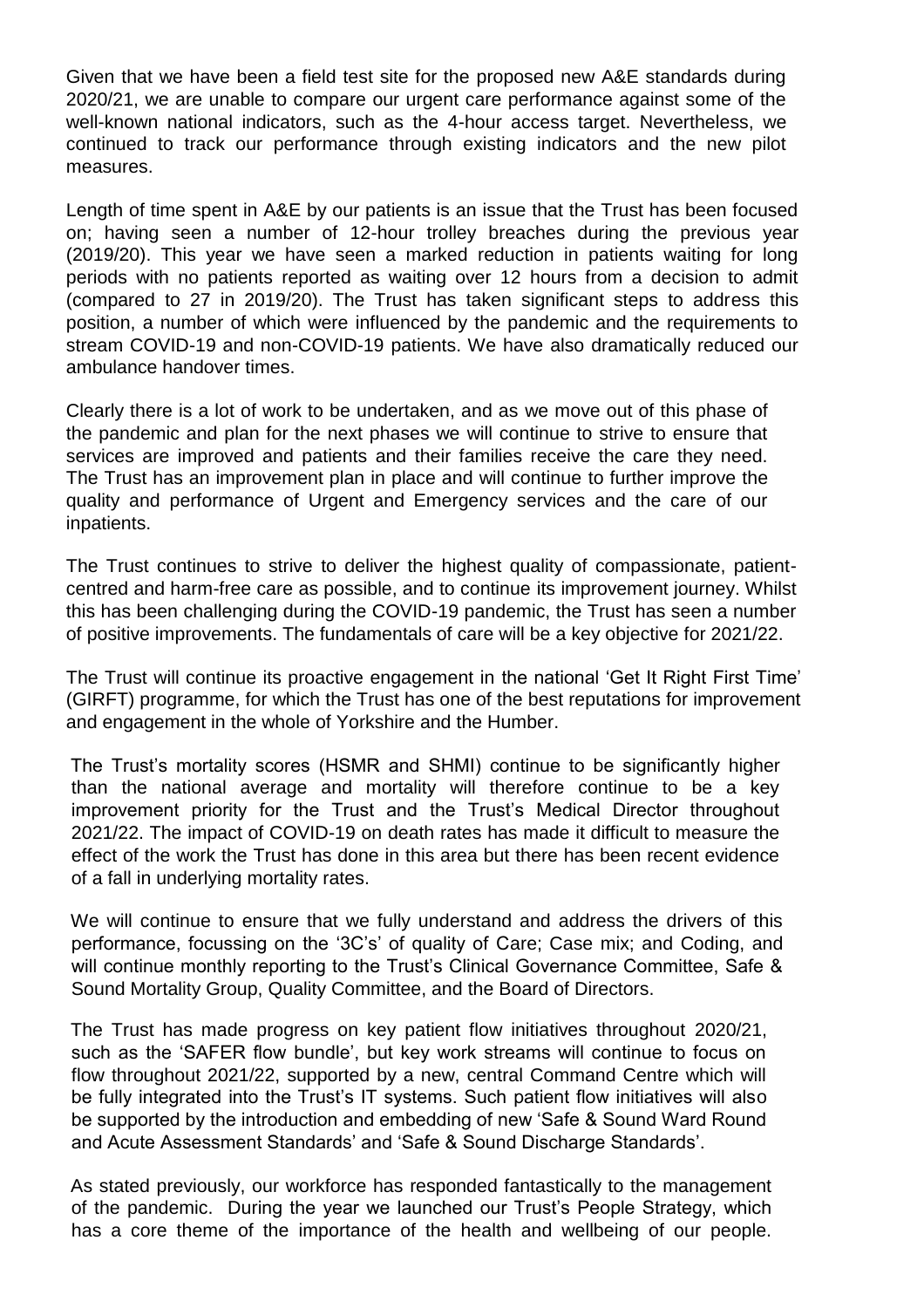Given that we have been a field test site for the proposed new A&E standards during 2020/21, we are unable to compare our urgent care performance against some of the well-known national indicators, such as the 4-hour access target. Nevertheless, we continued to track our performance through existing indicators and the new pilot measures.

Length of time spent in A&E by our patients is an issue that the Trust has been focused on; having seen a number of 12-hour trolley breaches during the previous year (2019/20). This year we have seen a marked reduction in patients waiting for long periods with no patients reported as waiting over 12 hours from a decision to admit (compared to 27 in 2019/20). The Trust has taken significant steps to address this position, a number of which were influenced by the pandemic and the requirements to stream COVID-19 and non-COVID-19 patients. We have also dramatically reduced our ambulance handover times.

Clearly there is a lot of work to be undertaken, and as we move out of this phase of the pandemic and plan for the next phases we will continue to strive to ensure that services are improved and patients and their families receive the care they need. The Trust has an improvement plan in place and will continue to further improve the quality and performance of Urgent and Emergency services and the care of our inpatients.

The Trust continues to strive to deliver the highest quality of compassionate, patient-centred and harm-free care as possible, and to continue its improvement journey. Whilst this has been challenging during the COVID-19 pandemic, the Trust has seen a number of positive improvements. The fundamentals of care will be a key objective for 2021/22.

The Trust will continue its proactive engagement in the national 'Get It Right First Time' (GIRFT) programme, for which the Trust has one of the best reputations for improvement and engagement in the whole of Yorkshire and the Humber.

The Trust's mortality scores (HSMR and SHMI) continue to be significantly higher than the national average and mortality will therefore continue to be a key improvement priority for the Trust and the Trust's Medical Director throughout 2021/22. The impact of COVID-19 on death rates has made it difficult to measure the effect of the work the Trust has done in this area but there has been recent evidence of a fall in underlying mortality rates.

We will continue to ensure that we fully understand and address the drivers of this performance, focussing on the '3C's' of quality of Care; Case mix; and Coding, and will continue monthly reporting to the Trust's Clinical Governance Committee, Safe & Sound Mortality Group, Quality Committee, and the Board of Directors.

The Trust has made progress on key patient flow initiatives throughout 2020/21, such as the 'SAFER flow bundle', but key work streams will continue to focus on flow throughout 2021/22, supported by a new, central Command Centre which will be fully integrated into the Trust's IT systems. Such patient flow initiatives will also be supported by the introduction and embedding of new 'Safe & Sound Ward Round and Acute Assessment Standards' and 'Safe & Sound Discharge Standards'.

As stated previously, our workforce has responded fantastically to the management of the pandemic. During the year we launched our Trust's People Strategy, which has a core theme of the importance of the health and wellbeing of our people.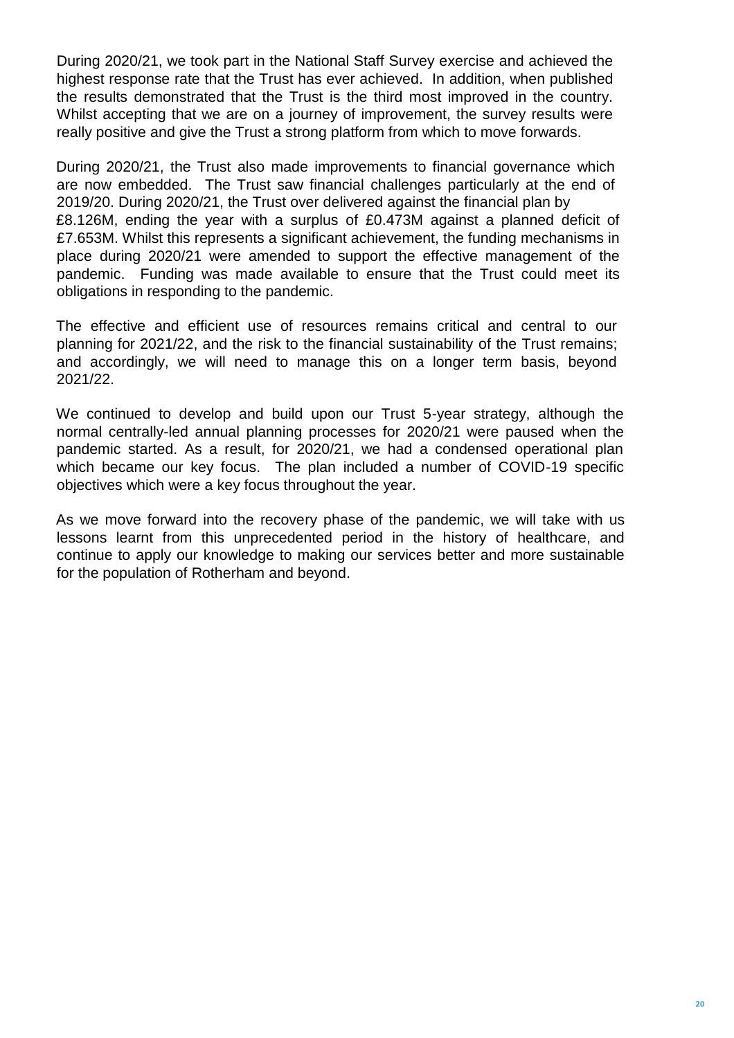During 2020/21, we took part in the National Staff Survey exercise and achieved the highest response rate that the Trust has ever achieved. In addition, when published the results demonstrated that the Trust is the third most improved in the country. Whilst accepting that we are on a journey of improvement, the survey results were really positive and give the Trust a strong platform from which to move forwards.

During 2020/21, the Trust also made improvements to financial governance which are now embedded. The Trust saw financial challenges particularly at the end of 2019/20. During 2020/21, the Trust over delivered against the financial plan by £8.126M, ending the year with a surplus of £0.473M against a planned deficit of £7.653M. Whilst this represents a significant achievement, the funding mechanisms in place during 2020/21 were amended to support the effective management of the pandemic. Funding was made available to ensure that the Trust could meet its obligations in responding to the pandemic.

The effective and efficient use of resources remains critical and central to our planning for 2021/22, and the risk to the financial sustainability of the Trust remains; and accordingly, we will need to manage this on a longer term basis, beyond 2021/22.

We continued to develop and build upon our Trust 5-year strategy, although the normal centrally-led annual planning processes for 2020/21 were paused when the pandemic started. As a result, for 2020/21, we had a condensed operational plan which became our key focus. The plan included a number of COVID-19 specific objectives which were a key focus throughout the year.

As we move forward into the recovery phase of the pandemic, we will take with us lessons learnt from this unprecedented period in the history of healthcare, and continue to apply our knowledge to making our services better and more sustainable for the population of Rotherham and beyond.